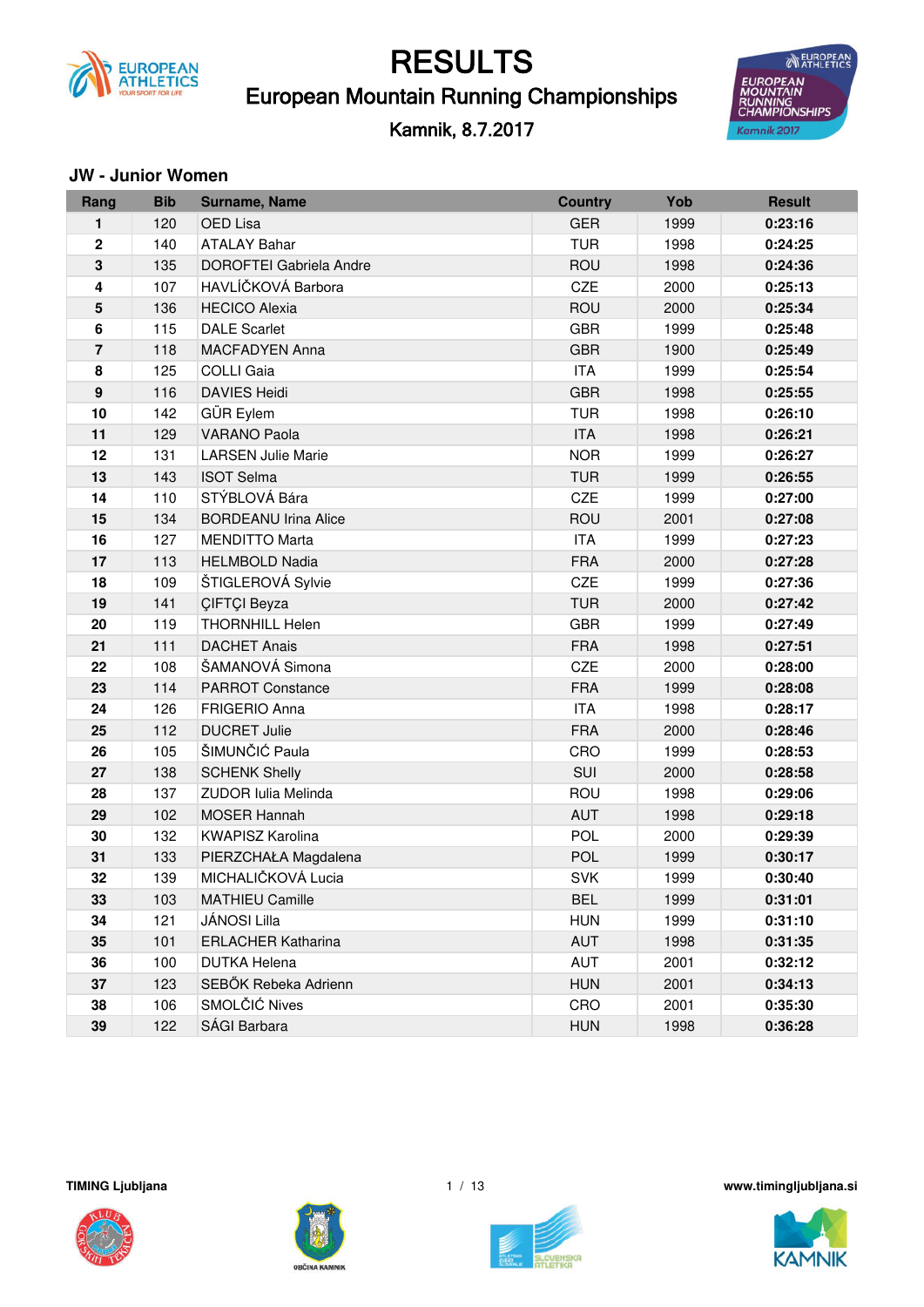# RESULTS

## European Mountain Running Championships

Kamnik, 8.7.2017

### JW - Junior Women

| Rang | Bib | Surname, Name | Country | Yob | Result |
|---|---|---|---|---|---|
| 1 | 120 | OED Lisa | GER | 1999 | 0:23:16 |
| 2 | 140 | ATALAY Bahar | TUR | 1998 | 0:24:25 |
| 3 | 135 | DOROFTEI Gabriela Andre | ROU | 1998 | 0:24:36 |
| 4 | 107 | HAVLÍČKOVÁ Barbora | CZE | 2000 | 0:25:13 |
| 5 | 136 | HECICO Alexia | ROU | 2000 | 0:25:34 |
| 6 | 115 | DALE Scarlet | GBR | 1999 | 0:25:48 |
| 7 | 118 | MACFADYEN Anna | GBR | 1900 | 0:25:49 |
| 8 | 125 | COLLI Gaia | ITA | 1999 | 0:25:54 |
| 9 | 116 | DAVIES Heidi | GBR | 1998 | 0:25:55 |
| 10 | 142 | GÜR Eylem | TUR | 1998 | 0:26:10 |
| 11 | 129 | VARANO Paola | ITA | 1998 | 0:26:21 |
| 12 | 131 | LARSEN Julie Marie | NOR | 1999 | 0:26:27 |
| 13 | 143 | ISOT Selma | TUR | 1999 | 0:26:55 |
| 14 | 110 | STÝBLOVÁ Bára | CZE | 1999 | 0:27:00 |
| 15 | 134 | BORDEANU Irina Alice | ROU | 2001 | 0:27:08 |
| 16 | 127 | MENDITTO Marta | ITA | 1999 | 0:27:23 |
| 17 | 113 | HELMBOLD Nadia | FRA | 2000 | 0:27:28 |
| 18 | 109 | ŠTIGLEROVÁ Sylvie | CZE | 1999 | 0:27:36 |
| 19 | 141 | ÇIFTÇI Beyza | TUR | 2000 | 0:27:42 |
| 20 | 119 | THORNHILL Helen | GBR | 1999 | 0:27:49 |
| 21 | 111 | DACHET Anais | FRA | 1998 | 0:27:51 |
| 22 | 108 | ŠAMANOVÁ Simona | CZE | 2000 | 0:28:00 |
| 23 | 114 | PARROT Constance | FRA | 1999 | 0:28:08 |
| 24 | 126 | FRIGERIO Anna | ITA | 1998 | 0:28:17 |
| 25 | 112 | DUCRET Julie | FRA | 2000 | 0:28:46 |
| 26 | 105 | ŠIMUNČIĆ Paula | CRO | 1999 | 0:28:53 |
| 27 | 138 | SCHENK Shelly | SUI | 2000 | 0:28:58 |
| 28 | 137 | ZUDOR Iulia Melinda | ROU | 1998 | 0:29:06 |
| 29 | 102 | MOSER Hannah | AUT | 1998 | 0:29:18 |
| 30 | 132 | KWAPISZ Karolina | POL | 2000 | 0:29:39 |
| 31 | 133 | PIERZCHAŁA Magdalena | POL | 1999 | 0:30:17 |
| 32 | 139 | MICHALIČKOVÁ Lucia | SVK | 1999 | 0:30:40 |
| 33 | 103 | MATHIEU Camille | BEL | 1999 | 0:31:01 |
| 34 | 121 | JÁNOSI Lilla | HUN | 1999 | 0:31:10 |
| 35 | 101 | ERLACHER Katharina | AUT | 1998 | 0:31:35 |
| 36 | 100 | DUTKA Helena | AUT | 2001 | 0:32:12 |
| 37 | 123 | SEBŐK Rebeka Adrienn | HUN | 2001 | 0:34:13 |
| 38 | 106 | SMOLČIĆ Nives | CRO | 2001 | 0:35:30 |
| 39 | 122 | SÁGI Barbara | HUN | 1998 | 0:36:28 |

TIMING Ljubljana

www.timingljubljana.si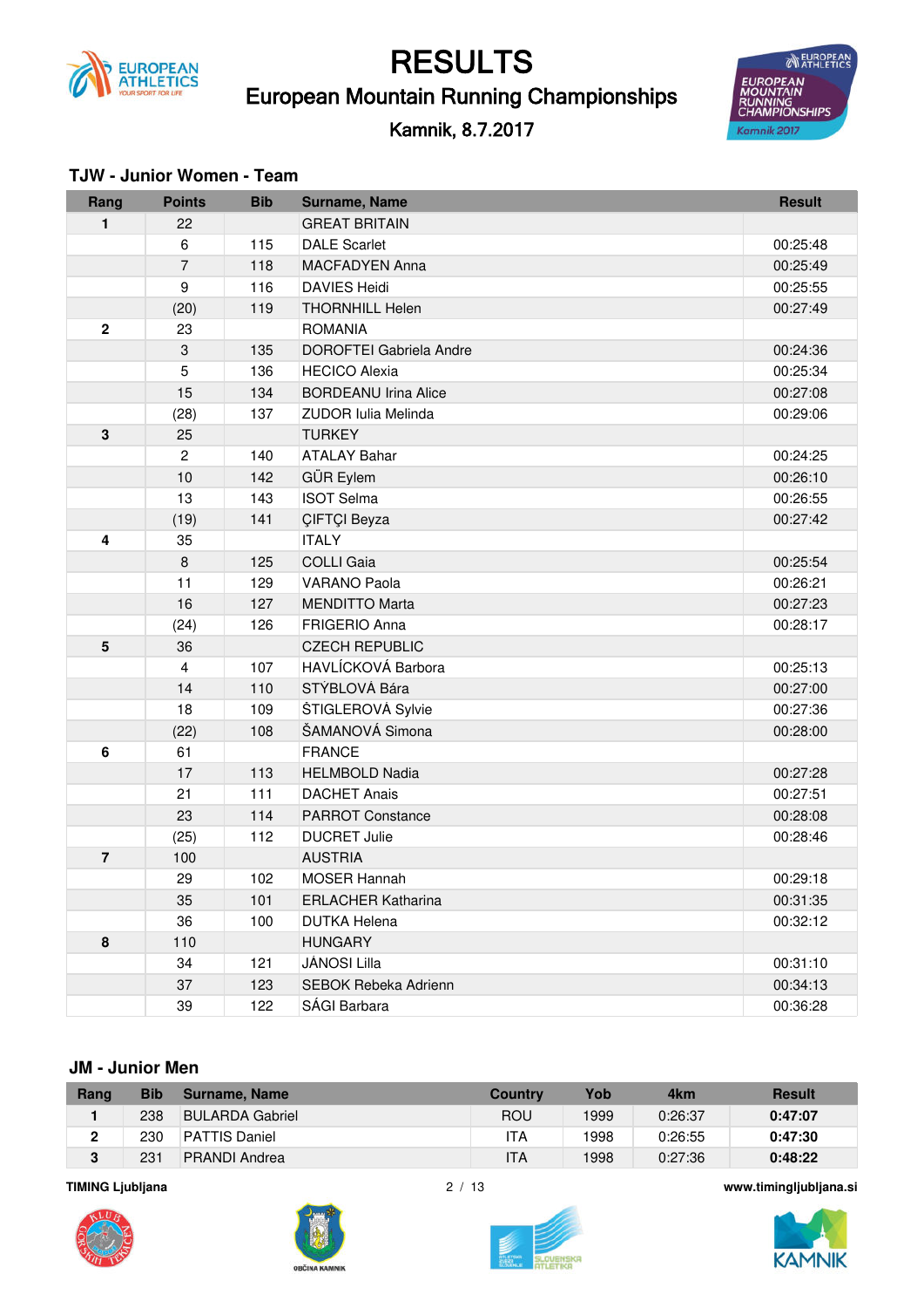# RESULTS

## European Mountain Running Championships

Kamnik, 8.7.2017

### TJW - Junior Women - Team

| Rang | Points | Bib | Surname, Name | Result |
|---|---|---|---|---|
| 1 | 22 | | GREAT BRITAIN | |
| | 6 | 115 | DALE Scarlet | 00:25:48 |
| | 7 | 118 | MACFADYEN Anna | 00:25:49 |
| | 9 | 116 | DAVIES Heidi | 00:25:55 |
| | (20) | 119 | THORNHILL Helen | 00:27:49 |
| 2 | 23 | | ROMANIA | |
| | 3 | 135 | DOROFTEI Gabriela Andre | 00:24:36 |
| | 5 | 136 | HECICO Alexia | 00:25:34 |
| | 15 | 134 | BORDEANU Irina Alice | 00:27:08 |
| | (28) | 137 | ZUDOR Iulia Melinda | 00:29:06 |
| 3 | 25 | | TURKEY | |
| | 2 | 140 | ATALAY Bahar | 00:24:25 |
| | 10 | 142 | GÜR Eylem | 00:26:10 |
| | 13 | 143 | ISOT Selma | 00:26:55 |
| | (19) | 141 | ÇIFTÇI Beyza | 00:27:42 |
| 4 | 35 | | ITALY | |
| | 8 | 125 | COLLI Gaia | 00:25:54 |
| | 11 | 129 | VARANO Paola | 00:26:21 |
| | 16 | 127 | MENDITTO Marta | 00:27:23 |
| | (24) | 126 | FRIGERIO Anna | 00:28:17 |
| 5 | 36 | | CZECH REPUBLIC | |
| | 4 | 107 | HAVLÍCKOVÁ Barbora | 00:25:13 |
| | 14 | 110 | STÝBLOVÁ Bára | 00:27:00 |
| | 18 | 109 | ŠTIGLEROVÁ Sylvie | 00:27:36 |
| | (22) | 108 | ŠAMANOVÁ Simona | 00:28:00 |
| 6 | 61 | | FRANCE | |
| | 17 | 113 | HELMBOLD Nadia | 00:27:28 |
| | 21 | 111 | DACHET Anais | 00:27:51 |
| | 23 | 114 | PARROT Constance | 00:28:08 |
| | (25) | 112 | DUCRET Julie | 00:28:46 |
| 7 | 100 | | AUSTRIA | |
| | 29 | 102 | MOSER Hannah | 00:29:18 |
| | 35 | 101 | ERLACHER Katharina | 00:31:35 |
| | 36 | 100 | DUTKA Helena | 00:32:12 |
| 8 | 110 | | HUNGARY | |
| | 34 | 121 | JÁNOSI Lilla | 00:31:10 |
| | 37 | 123 | SEBOK Rebeka Adrienn | 00:34:13 |
| | 39 | 122 | SÁGI Barbara | 00:36:28 |

### JM - Junior Men

| Rang | Bib | Surname, Name | Country | Yob | 4km | Result |
|---|---|---|---|---|---|---|
| 1 | 238 | BULARDA Gabriel | ROU | 1999 | 0:26:37 | **0:47:07** |
| 2 | 230 | PATTIS Daniel | ITA | 1998 | 0:26:55 | **0:47:30** |
| 3 | 231 | PRANDI Andrea | ITA | 1998 | 0:27:36 | **0:48:22** |

TIMING Ljubljana

www.timingljubljana.si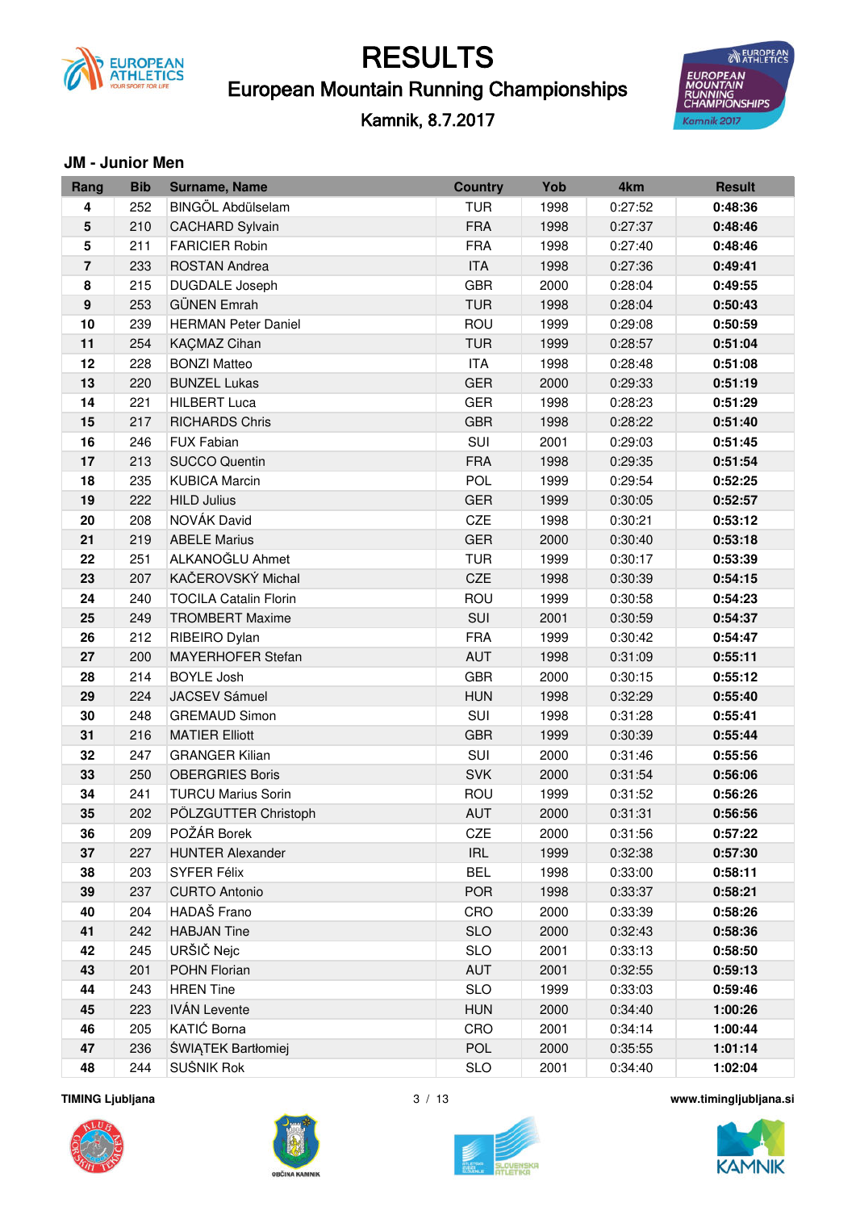# RESULTS

## European Mountain Running Championships

### Kamnik, 8.7.2017

### JM - Junior Men

| Rang | Bib | Surname, Name | Country | Yob | 4km | Result |
|---|---|---|---|---|---|---|
| **4** | 252 | BINGÖL Abdülselam | TUR | 1998 | 0:27:52 | **0:48:36** |
| **5** | 210 | CACHARD Sylvain | FRA | 1998 | 0:27:37 | **0:48:46** |
| **5** | 211 | FARICIER Robin | FRA | 1998 | 0:27:40 | **0:48:46** |
| **7** | 233 | ROSTAN Andrea | ITA | 1998 | 0:27:36 | **0:49:41** |
| **8** | 215 | DUGDALE Joseph | GBR | 2000 | 0:28:04 | **0:49:55** |
| **9** | 253 | GÜNEN Emrah | TUR | 1998 | 0:28:04 | **0:50:43** |
| **10** | 239 | HERMAN Peter Daniel | ROU | 1999 | 0:29:08 | **0:50:59** |
| **11** | 254 | KAÇMAZ Cihan | TUR | 1999 | 0:28:57 | **0:51:04** |
| **12** | 228 | BONZI Matteo | ITA | 1998 | 0:28:48 | **0:51:08** |
| **13** | 220 | BUNZEL Lukas | GER | 2000 | 0:29:33 | **0:51:19** |
| **14** | 221 | HILBERT Luca | GER | 1998 | 0:28:23 | **0:51:29** |
| **15** | 217 | RICHARDS Chris | GBR | 1998 | 0:28:22 | **0:51:40** |
| **16** | 246 | FUX Fabian | SUI | 2001 | 0:29:03 | **0:51:45** |
| **17** | 213 | SUCCO Quentin | FRA | 1998 | 0:29:35 | **0:51:54** |
| **18** | 235 | KUBICA Marcin | POL | 1999 | 0:29:54 | **0:52:25** |
| **19** | 222 | HILD Julius | GER | 1999 | 0:30:05 | **0:52:57** |
| **20** | 208 | NOVÁK David | CZE | 1998 | 0:30:21 | **0:53:12** |
| **21** | 219 | ABELE Marius | GER | 2000 | 0:30:40 | **0:53:18** |
| **22** | 251 | ALKANOĞLU Ahmet | TUR | 1999 | 0:30:17 | **0:53:39** |
| **23** | 207 | KAČEROVSKÝ Michal | CZE | 1998 | 0:30:39 | **0:54:15** |
| **24** | 240 | TOCILA Catalin Florin | ROU | 1999 | 0:30:58 | **0:54:23** |
| **25** | 249 | TROMBERT Maxime | SUI | 2001 | 0:30:59 | **0:54:37** |
| **26** | 212 | RIBEIRO Dylan | FRA | 1999 | 0:30:42 | **0:54:47** |
| **27** | 200 | MAYERHOFER Stefan | AUT | 1998 | 0:31:09 | **0:55:11** |
| **28** | 214 | BOYLE Josh | GBR | 2000 | 0:30:15 | **0:55:12** |
| **29** | 224 | JACSEV Sámuel | HUN | 1998 | 0:32:29 | **0:55:40** |
| **30** | 248 | GREMAUD Simon | SUI | 1998 | 0:31:28 | **0:55:41** |
| **31** | 216 | MATIER Elliott | GBR | 1999 | 0:30:39 | **0:55:44** |
| **32** | 247 | GRANGER Kilian | SUI | 2000 | 0:31:46 | **0:55:56** |
| **33** | 250 | OBERGRIES Boris | SVK | 2000 | 0:31:54 | **0:56:06** |
| **34** | 241 | TURCU Marius Sorin | ROU | 1999 | 0:31:52 | **0:56:26** |
| **35** | 202 | PÖLZGUTTER Christoph | AUT | 2000 | 0:31:31 | **0:56:56** |
| **36** | 209 | POŽÁR Borek | CZE | 2000 | 0:31:56 | **0:57:22** |
| **37** | 227 | HUNTER Alexander | IRL | 1999 | 0:32:38 | **0:57:30** |
| **38** | 203 | SYFER Félix | BEL | 1998 | 0:33:00 | **0:58:11** |
| **39** | 237 | CURTO Antonio | POR | 1998 | 0:33:37 | **0:58:21** |
| **40** | 204 | HADAŠ Frano | CRO | 2000 | 0:33:39 | **0:58:26** |
| **41** | 242 | HABJAN Tine | SLO | 2000 | 0:32:43 | **0:58:36** |
| **42** | 245 | URŠIČ Nejc | SLO | 2001 | 0:33:13 | **0:58:50** |
| **43** | 201 | POHN Florian | AUT | 2001 | 0:32:55 | **0:59:13** |
| **44** | 243 | HREN Tine | SLO | 1999 | 0:33:03 | **0:59:46** |
| **45** | 223 | IVÁN Levente | HUN | 2000 | 0:34:40 | **1:00:26** |
| **46** | 205 | KATIĆ Borna | CRO | 2001 | 0:34:14 | **1:00:44** |
| **47** | 236 | ŚWIĄTEK Bartłomiej | POL | 2000 | 0:35:55 | **1:01:14** |
| **48** | 244 | SUŠNIK Rok | SLO | 2001 | 0:34:40 | **1:02:04** |

TIMING Ljubljana — www.timingljubljana.si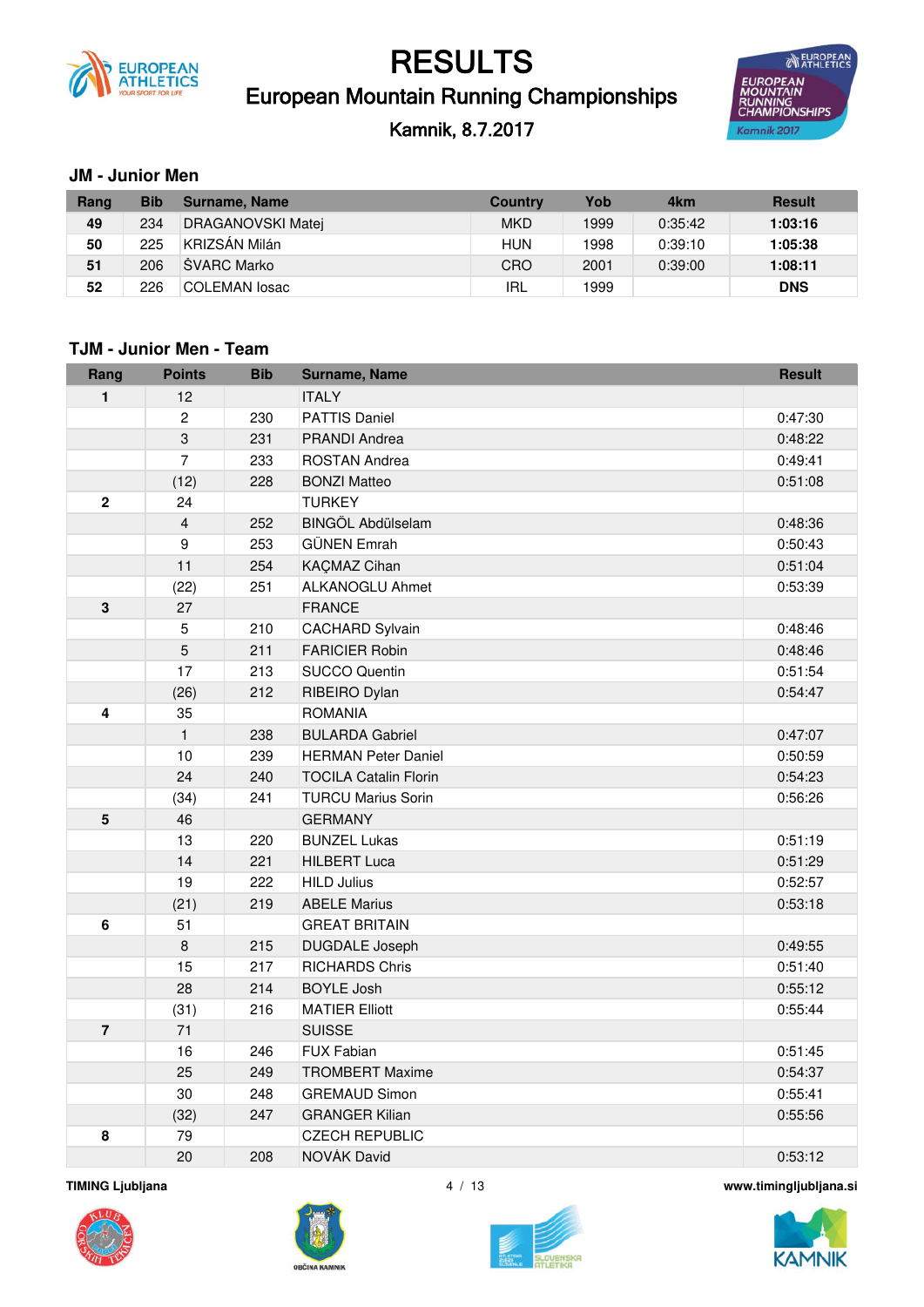# RESULTS

## European Mountain Running Championships

Kamnik, 8.7.2017

### JM - Junior Men

| Rang | Bib | Surname, Name | Country | Yob | 4km | Result |
|---|---|---|---|---|---|---|
| **49** | 234 | DRAGANOVSKI Matej | MKD | 1999 | 0:35:42 | **1:03:16** |
| **50** | 225 | KRIZSÁN Milán | HUN | 1998 | 0:39:10 | **1:05:38** |
| **51** | 206 | ŠVARC Marko | CRO | 2001 | 0:39:00 | **1:08:11** |
| **52** | 226 | COLEMAN Iosac | IRL | 1999 | | **DNS** |

### TJM - Junior Men - Team

| Rang | Points | Bib | Surname, Name | Result |
|---|---|---|---|---|
| **1** | 12 | | ITALY | |
| | 2 | 230 | PATTIS Daniel | 0:47:30 |
| | 3 | 231 | PRANDI Andrea | 0:48:22 |
| | 7 | 233 | ROSTAN Andrea | 0:49:41 |
| | (12) | 228 | BONZI Matteo | 0:51:08 |
| **2** | 24 | | TURKEY | |
| | 4 | 252 | BINGÖL Abdülselam | 0:48:36 |
| | 9 | 253 | GÜNEN Emrah | 0:50:43 |
| | 11 | 254 | KAÇMAZ Cihan | 0:51:04 |
| | (22) | 251 | ALKANOGLU Ahmet | 0:53:39 |
| **3** | 27 | | FRANCE | |
| | 5 | 210 | CACHARD Sylvain | 0:48:46 |
| | 5 | 211 | FARICIER Robin | 0:48:46 |
| | 17 | 213 | SUCCO Quentin | 0:51:54 |
| | (26) | 212 | RIBEIRO Dylan | 0:54:47 |
| **4** | 35 | | ROMANIA | |
| | 1 | 238 | BULARDA Gabriel | 0:47:07 |
| | 10 | 239 | HERMAN Peter Daniel | 0:50:59 |
| | 24 | 240 | TOCILA Catalin Florin | 0:54:23 |
| | (34) | 241 | TURCU Marius Sorin | 0:56:26 |
| **5** | 46 | | GERMANY | |
| | 13 | 220 | BUNZEL Lukas | 0:51:19 |
| | 14 | 221 | HILBERT Luca | 0:51:29 |
| | 19 | 222 | HILD Julius | 0:52:57 |
| | (21) | 219 | ABELE Marius | 0:53:18 |
| **6** | 51 | | GREAT BRITAIN | |
| | 8 | 215 | DUGDALE Joseph | 0:49:55 |
| | 15 | 217 | RICHARDS Chris | 0:51:40 |
| | 28 | 214 | BOYLE Josh | 0:55:12 |
| | (31) | 216 | MATIER Elliott | 0:55:44 |
| **7** | 71 | | SUISSE | |
| | 16 | 246 | FUX Fabian | 0:51:45 |
| | 25 | 249 | TROMBERT Maxime | 0:54:37 |
| | 30 | 248 | GREMAUD Simon | 0:55:41 |
| | (32) | 247 | GRANGER Kilian | 0:55:56 |
| **8** | 79 | | CZECH REPUBLIC | |
| | 20 | 208 | NOVÁK David | 0:53:12 |

TIMING Ljubljana www.timingljubljana.si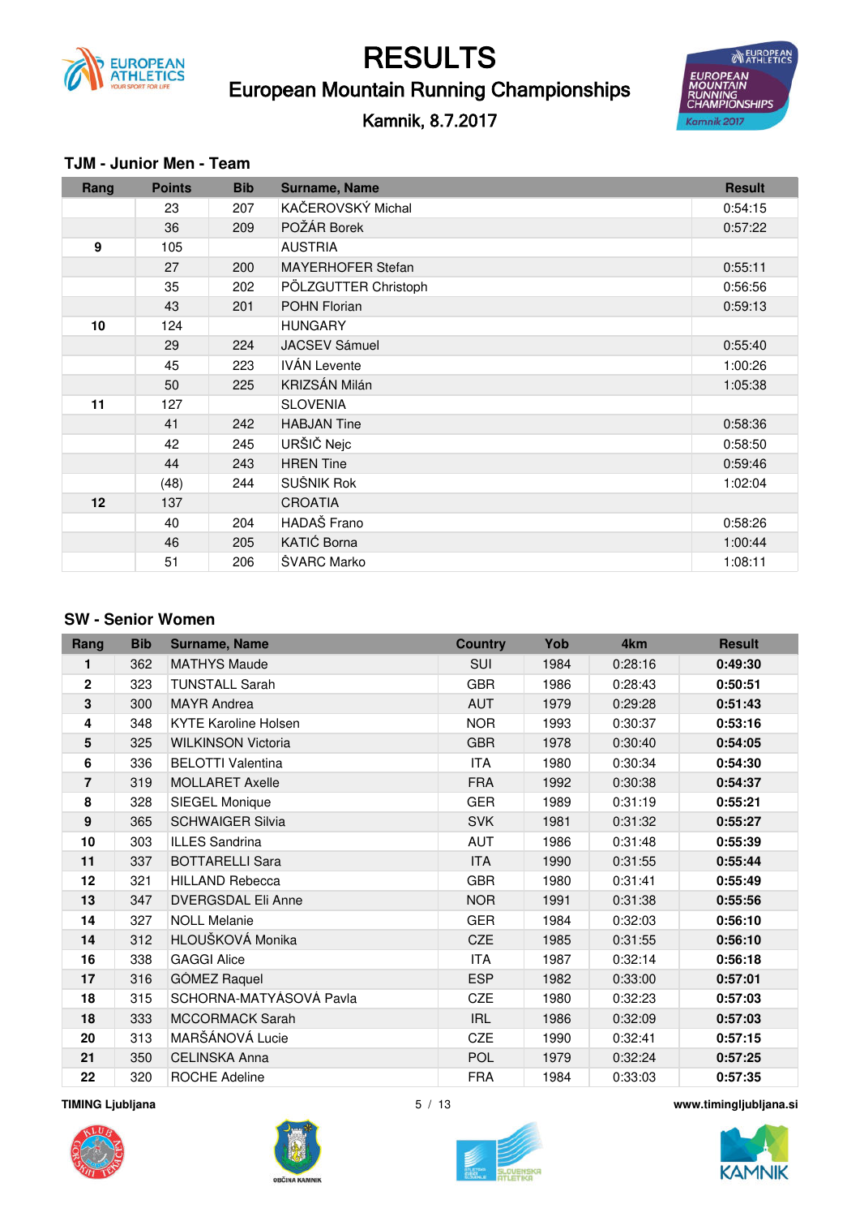# RESULTS

## European Mountain Running Championships

### Kamnik, 8.7.2017

### TJM - Junior Men - Team

| Rang | Points | Bib | Surname, Name | Result |
|---|---|---|---|---|
| | 23 | 207 | KAČEROVSKÝ Michal | 0:54:15 |
| | 36 | 209 | POŽÁR Borek | 0:57:22 |
| 9 | 105 | | AUSTRIA | |
| | 27 | 200 | MAYERHOFER Stefan | 0:55:11 |
| | 35 | 202 | PÖLZGUTTER Christoph | 0:56:56 |
| | 43 | 201 | POHN Florian | 0:59:13 |
| 10 | 124 | | HUNGARY | |
| | 29 | 224 | JACSEV Sámuel | 0:55:40 |
| | 45 | 223 | IVÁN Levente | 1:00:26 |
| | 50 | 225 | KRIZSÁN Milán | 1:05:38 |
| 11 | 127 | | SLOVENIA | |
| | 41 | 242 | HABJAN Tine | 0:58:36 |
| | 42 | 245 | URŠIČ Nejc | 0:58:50 |
| | 44 | 243 | HREN Tine | 0:59:46 |
| | (48) | 244 | SUŠNIK Rok | 1:02:04 |
| 12 | 137 | | CROATIA | |
| | 40 | 204 | HADAŠ Frano | 0:58:26 |
| | 46 | 205 | KATIĆ Borna | 1:00:44 |
| | 51 | 206 | ŠVARC Marko | 1:08:11 |

### SW - Senior Women

| Rang | Bib | Surname, Name | Country | Yob | 4km | Result |
|---|---|---|---|---|---|---|
| **1** | 362 | MATHYS Maude | SUI | 1984 | 0:28:16 | **0:49:30** |
| **2** | 323 | TUNSTALL Sarah | GBR | 1986 | 0:28:43 | **0:50:51** |
| **3** | 300 | MAYR Andrea | AUT | 1979 | 0:29:28 | **0:51:43** |
| **4** | 348 | KYTE Karoline Holsen | NOR | 1993 | 0:30:37 | **0:53:16** |
| **5** | 325 | WILKINSON Victoria | GBR | 1978 | 0:30:40 | **0:54:05** |
| **6** | 336 | BELOTTI Valentina | ITA | 1980 | 0:30:34 | **0:54:30** |
| **7** | 319 | MOLLARET Axelle | FRA | 1992 | 0:30:38 | **0:54:37** |
| **8** | 328 | SIEGEL Monique | GER | 1989 | 0:31:19 | **0:55:21** |
| **9** | 365 | SCHWAIGER Silvia | SVK | 1981 | 0:31:32 | **0:55:27** |
| **10** | 303 | ILLES Sandrina | AUT | 1986 | 0:31:48 | **0:55:39** |
| **11** | 337 | BOTTARELLI Sara | ITA | 1990 | 0:31:55 | **0:55:44** |
| **12** | 321 | HILLAND Rebecca | GBR | 1980 | 0:31:41 | **0:55:49** |
| **13** | 347 | DVERGSDAL Eli Anne | NOR | 1991 | 0:31:38 | **0:55:56** |
| **14** | 327 | NOLL Melanie | GER | 1984 | 0:32:03 | **0:56:10** |
| **14** | 312 | HLOUŠKOVÁ Monika | CZE | 1985 | 0:31:55 | **0:56:10** |
| **16** | 338 | GAGGI Alice | ITA | 1987 | 0:32:14 | **0:56:18** |
| **17** | 316 | GÓMEZ Raquel | ESP | 1982 | 0:33:00 | **0:57:01** |
| **18** | 315 | SCHORNA-MATYÁSOVÁ Pavla | CZE | 1980 | 0:32:23 | **0:57:03** |
| **18** | 333 | MCCORMACK Sarah | IRL | 1986 | 0:32:09 | **0:57:03** |
| **20** | 313 | MARŠÁNOVÁ Lucie | CZE | 1990 | 0:32:41 | **0:57:15** |
| **21** | 350 | CELINSKA Anna | POL | 1979 | 0:32:24 | **0:57:25** |
| **22** | 320 | ROCHE Adeline | FRA | 1984 | 0:33:03 | **0:57:35** |

TIMING Ljubljana

www.timingljubljana.si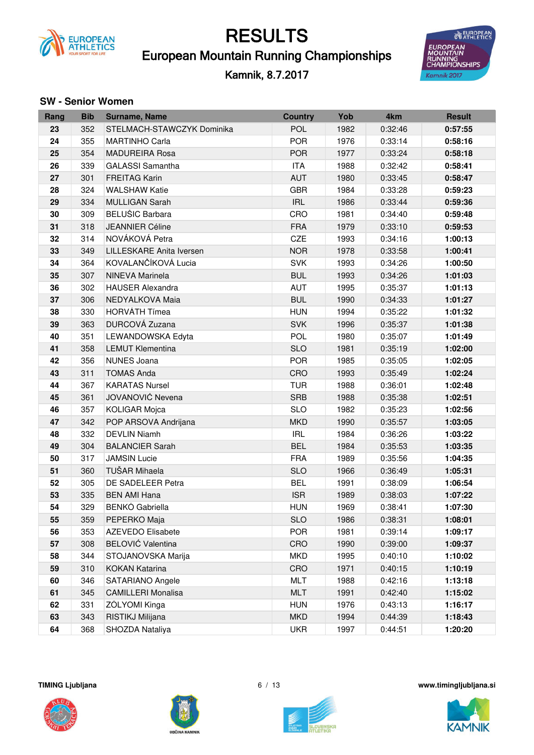# RESULTS

## European Mountain Running Championships

Kamnik, 8.7.2017

### SW - Senior Women

| Rang | Bib | Surname, Name | Country | Yob | 4km | Result |
|---|---|---|---|---|---|---|
| **23** | 352 | STELMACH-STAWCZYK Dominika | POL | 1982 | 0:32:46 | **0:57:55** |
| **24** | 355 | MARTINHO Carla | POR | 1976 | 0:33:14 | **0:58:16** |
| **25** | 354 | MADUREIRA Rosa | POR | 1977 | 0:33:24 | **0:58:18** |
| **26** | 339 | GALASSI Samantha | ITA | 1988 | 0:32:42 | **0:58:41** |
| **27** | 301 | FREITAG Karin | AUT | 1980 | 0:33:45 | **0:58:47** |
| **28** | 324 | WALSHAW Katie | GBR | 1984 | 0:33:28 | **0:59:23** |
| **29** | 334 | MULLIGAN Sarah | IRL | 1986 | 0:33:44 | **0:59:36** |
| **30** | 309 | BELUŠIC Barbara | CRO | 1981 | 0:34:40 | **0:59:48** |
| **31** | 318 | JEANNIER Céline | FRA | 1979 | 0:33:10 | **0:59:53** |
| **32** | 314 | NOVÁKOVÁ Petra | CZE | 1993 | 0:34:16 | **1:00:13** |
| **33** | 349 | LILLESKARE Anita Iversen | NOR | 1978 | 0:33:58 | **1:00:41** |
| **34** | 364 | KOVALANČÍKOVÁ Lucia | SVK | 1993 | 0:34:26 | **1:00:50** |
| **35** | 307 | NINEVA Marinela | BUL | 1993 | 0:34:26 | **1:01:03** |
| **36** | 302 | HAUSER Alexandra | AUT | 1995 | 0:35:37 | **1:01:13** |
| **37** | 306 | NEDYALKOVA Maia | BUL | 1990 | 0:34:33 | **1:01:27** |
| **38** | 330 | HORVÁTH Tímea | HUN | 1994 | 0:35:22 | **1:01:32** |
| **39** | 363 | DURCOVÁ Zuzana | SVK | 1996 | 0:35:37 | **1:01:38** |
| **40** | 351 | LEWANDOWSKA Edyta | POL | 1980 | 0:35:07 | **1:01:49** |
| **41** | 358 | LEMUT Klementina | SLO | 1981 | 0:35:19 | **1:02:00** |
| **42** | 356 | NUNES Joana | POR | 1985 | 0:35:05 | **1:02:05** |
| **43** | 311 | TOMAS Anda | CRO | 1993 | 0:35:49 | **1:02:24** |
| **44** | 367 | KARATAS Nursel | TUR | 1988 | 0:36:01 | **1:02:48** |
| **45** | 361 | JOVANOVIĆ Nevena | SRB | 1988 | 0:35:38 | **1:02:51** |
| **46** | 357 | KOLIGAR Mojca | SLO | 1982 | 0:35:23 | **1:02:56** |
| **47** | 342 | POP ARSOVA Andrijana | MKD | 1990 | 0:35:57 | **1:03:05** |
| **48** | 332 | DEVLIN Niamh | IRL | 1984 | 0:36:26 | **1:03:22** |
| **49** | 304 | BALANCIER Sarah | BEL | 1984 | 0:35:53 | **1:03:35** |
| **50** | 317 | JAMSIN Lucie | FRA | 1989 | 0:35:56 | **1:04:35** |
| **51** | 360 | TUŠAR Mihaela | SLO | 1966 | 0:36:49 | **1:05:31** |
| **52** | 305 | DE SADELEER Petra | BEL | 1991 | 0:38:09 | **1:06:54** |
| **53** | 335 | BEN AMI Hana | ISR | 1989 | 0:38:03 | **1:07:22** |
| **54** | 329 | BENKÓ Gabriella | HUN | 1969 | 0:38:41 | **1:07:30** |
| **55** | 359 | PEPERKO Maja | SLO | 1986 | 0:38:31 | **1:08:01** |
| **56** | 353 | AZEVEDO Elisabete | POR | 1981 | 0:39:14 | **1:09:17** |
| **57** | 308 | BELOVIĆ Valentina | CRO | 1990 | 0:39:00 | **1:09:37** |
| **58** | 344 | STOJANOVSKA Marija | MKD | 1995 | 0:40:10 | **1:10:02** |
| **59** | 310 | KOKAN Katarina | CRO | 1971 | 0:40:15 | **1:10:19** |
| **60** | 346 | SATARIANO Angele | MLT | 1988 | 0:42:16 | **1:13:18** |
| **61** | 345 | CAMILLERI Monalisa | MLT | 1991 | 0:42:40 | **1:15:02** |
| **62** | 331 | ZÓLYOMI Kinga | HUN | 1976 | 0:43:13 | **1:16:17** |
| **63** | 343 | RISTIKJ Milijana | MKD | 1994 | 0:44:39 | **1:18:43** |
| **64** | 368 | SHOZDA Nataliya | UKR | 1997 | 0:44:51 | **1:20:20** |

TIMING Ljubljana

www.timingljubljana.si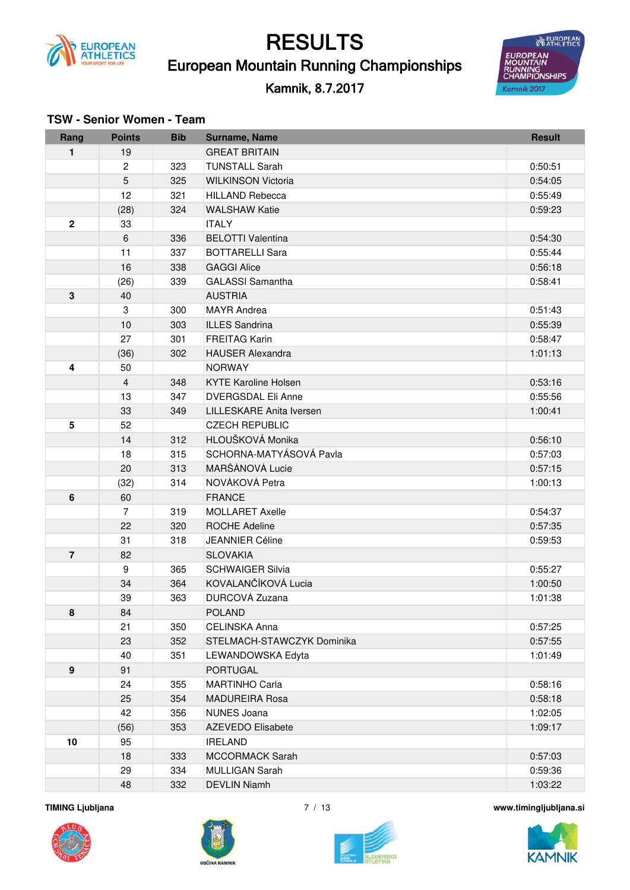# RESULTS

## European Mountain Running Championships

Kamnik, 8.7.2017

### TSW - Senior Women - Team

| Rang | Points | Bib | Surname, Name | Result |
|---|---|---|---|---|
| **1** | 19 | | GREAT BRITAIN | |
| | 2 | 323 | TUNSTALL Sarah | 0:50:51 |
| | 5 | 325 | WILKINSON Victoria | 0:54:05 |
| | 12 | 321 | HILLAND Rebecca | 0:55:49 |
| | (28) | 324 | WALSHAW Katie | 0:59:23 |
| **2** | 33 | | ITALY | |
| | 6 | 336 | BELOTTI Valentina | 0:54:30 |
| | 11 | 337 | BOTTARELLI Sara | 0:55:44 |
| | 16 | 338 | GAGGI Alice | 0:56:18 |
| | (26) | 339 | GALASSI Samantha | 0:58:41 |
| **3** | 40 | | AUSTRIA | |
| | 3 | 300 | MAYR Andrea | 0:51:43 |
| | 10 | 303 | ILLES Sandrina | 0:55:39 |
| | 27 | 301 | FREITAG Karin | 0:58:47 |
| | (36) | 302 | HAUSER Alexandra | 1:01:13 |
| **4** | 50 | | NORWAY | |
| | 4 | 348 | KYTE Karoline Holsen | 0:53:16 |
| | 13 | 347 | DVERGSDAL Eli Anne | 0:55:56 |
| | 33 | 349 | LILLESKARE Anita Iversen | 1:00:41 |
| **5** | 52 | | CZECH REPUBLIC | |
| | 14 | 312 | HLOUŠKOVÁ Monika | 0:56:10 |
| | 18 | 315 | SCHORNA-MATYÁSOVÁ Pavla | 0:57:03 |
| | 20 | 313 | MARŠÁNOVÁ Lucie | 0:57:15 |
| | (32) | 314 | NOVÁKOVÁ Petra | 1:00:13 |
| **6** | 60 | | FRANCE | |
| | 7 | 319 | MOLLARET Axelle | 0:54:37 |
| | 22 | 320 | ROCHE Adeline | 0:57:35 |
| | 31 | 318 | JEANNIER Céline | 0:59:53 |
| **7** | 82 | | SLOVAKIA | |
| | 9 | 365 | SCHWAIGER Silvia | 0:55:27 |
| | 34 | 364 | KOVALANČÍKOVÁ Lucia | 1:00:50 |
| | 39 | 363 | DURCOVÁ Zuzana | 1:01:38 |
| **8** | 84 | | POLAND | |
| | 21 | 350 | CELINSKA Anna | 0:57:25 |
| | 23 | 352 | STELMACH-STAWCZYK Dominika | 0:57:55 |
| | 40 | 351 | LEWANDOWSKA Edyta | 1:01:49 |
| **9** | 91 | | PORTUGAL | |
| | 24 | 355 | MARTINHO Carla | 0:58:16 |
| | 25 | 354 | MADUREIRA Rosa | 0:58:18 |
| | 42 | 356 | NUNES Joana | 1:02:05 |
| | (56) | 353 | AZEVEDO Elisabete | 1:09:17 |
| **10** | 95 | | IRELAND | |
| | 18 | 333 | MCCORMACK Sarah | 0:57:03 |
| | 29 | 334 | MULLIGAN Sarah | 0:59:36 |
| | 48 | 332 | DEVLIN Niamh | 1:03:22 |

**TIMING Ljubljana** www.timingljubljana.si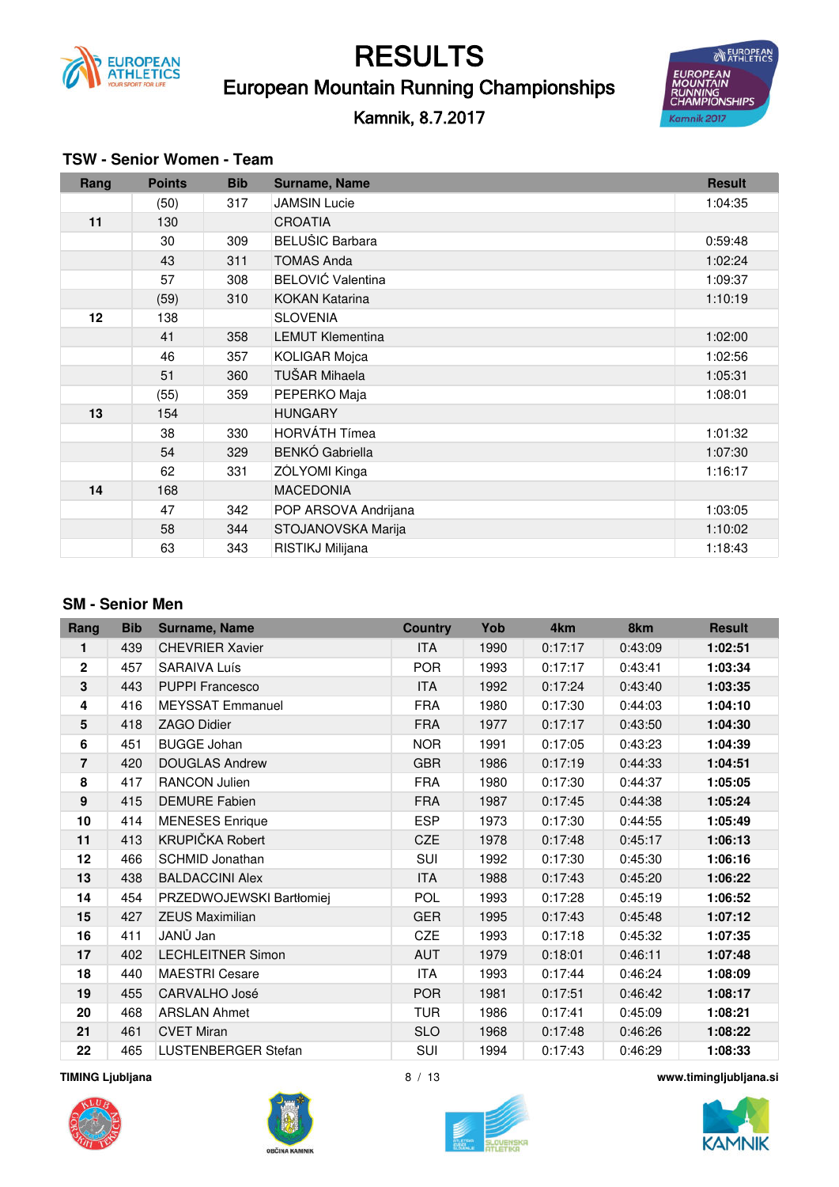# RESULTS

## European Mountain Running Championships

Kamnik, 8.7.2017

### TSW - Senior Women - Team

| Rang | Points | Bib | Surname, Name | Result |
|---|---|---|---|---|
| | (50) | 317 | JAMSIN Lucie | 1:04:35 |
| **11** | 130 | | CROATIA | |
| | 30 | 309 | BELUŠIC Barbara | 0:59:48 |
| | 43 | 311 | TOMAS Anda | 1:02:24 |
| | 57 | 308 | BELOVIĆ Valentina | 1:09:37 |
| | (59) | 310 | KOKAN Katarina | 1:10:19 |
| **12** | 138 | | SLOVENIA | |
| | 41 | 358 | LEMUT Klementina | 1:02:00 |
| | 46 | 357 | KOLIGAR Mojca | 1:02:56 |
| | 51 | 360 | TUŠAR Mihaela | 1:05:31 |
| | (55) | 359 | PEPERKO Maja | 1:08:01 |
| **13** | 154 | | HUNGARY | |
| | 38 | 330 | HORVÁTH Tímea | 1:01:32 |
| | 54 | 329 | BENKÓ Gabriella | 1:07:30 |
| | 62 | 331 | ZÓLYOMI Kinga | 1:16:17 |
| **14** | 168 | | MACEDONIA | |
| | 47 | 342 | POP ARSOVA Andrijana | 1:03:05 |
| | 58 | 344 | STOJANOVSKA Marija | 1:10:02 |
| | 63 | 343 | RISTIKJ Milijana | 1:18:43 |

### SM - Senior Men

| Rang | Bib | Surname, Name | Country | Yob | 4km | 8km | Result |
|---|---|---|---|---|---|---|---|
| **1** | 439 | CHEVRIER Xavier | ITA | 1990 | 0:17:17 | 0:43:09 | **1:02:51** |
| **2** | 457 | SARAIVA Luís | POR | 1993 | 0:17:17 | 0:43:41 | **1:03:34** |
| **3** | 443 | PUPPI Francesco | ITA | 1992 | 0:17:24 | 0:43:40 | **1:03:35** |
| **4** | 416 | MEYSSAT Emmanuel | FRA | 1980 | 0:17:30 | 0:44:03 | **1:04:10** |
| **5** | 418 | ZAGO Didier | FRA | 1977 | 0:17:17 | 0:43:50 | **1:04:30** |
| **6** | 451 | BUGGE Johan | NOR | 1991 | 0:17:05 | 0:43:23 | **1:04:39** |
| **7** | 420 | DOUGLAS Andrew | GBR | 1986 | 0:17:19 | 0:44:33 | **1:04:51** |
| **8** | 417 | RANCON Julien | FRA | 1980 | 0:17:30 | 0:44:37 | **1:05:05** |
| **9** | 415 | DEMURE Fabien | FRA | 1987 | 0:17:45 | 0:44:38 | **1:05:24** |
| **10** | 414 | MENESES Enrique | ESP | 1973 | 0:17:30 | 0:44:55 | **1:05:49** |
| **11** | 413 | KRUPIČKA Robert | CZE | 1978 | 0:17:48 | 0:45:17 | **1:06:13** |
| **12** | 466 | SCHMID Jonathan | SUI | 1992 | 0:17:30 | 0:45:30 | **1:06:16** |
| **13** | 438 | BALDACCINI Alex | ITA | 1988 | 0:17:43 | 0:45:20 | **1:06:22** |
| **14** | 454 | PRZEDWOJEWSKI Bartłomiej | POL | 1993 | 0:17:28 | 0:45:19 | **1:06:52** |
| **15** | 427 | ZEUS Maximilian | GER | 1995 | 0:17:43 | 0:45:48 | **1:07:12** |
| **16** | 411 | JANŮ Jan | CZE | 1993 | 0:17:18 | 0:45:32 | **1:07:35** |
| **17** | 402 | LECHLEITNER Simon | AUT | 1979 | 0:18:01 | 0:46:11 | **1:07:48** |
| **18** | 440 | MAESTRI Cesare | ITA | 1993 | 0:17:44 | 0:46:24 | **1:08:09** |
| **19** | 455 | CARVALHO José | POR | 1981 | 0:17:51 | 0:46:42 | **1:08:17** |
| **20** | 468 | ARSLAN Ahmet | TUR | 1986 | 0:17:41 | 0:45:09 | **1:08:21** |
| **21** | 461 | CVET Miran | SLO | 1968 | 0:17:48 | 0:46:26 | **1:08:22** |
| **22** | 465 | LUSTENBERGER Stefan | SUI | 1994 | 0:17:43 | 0:46:29 | **1:08:33** |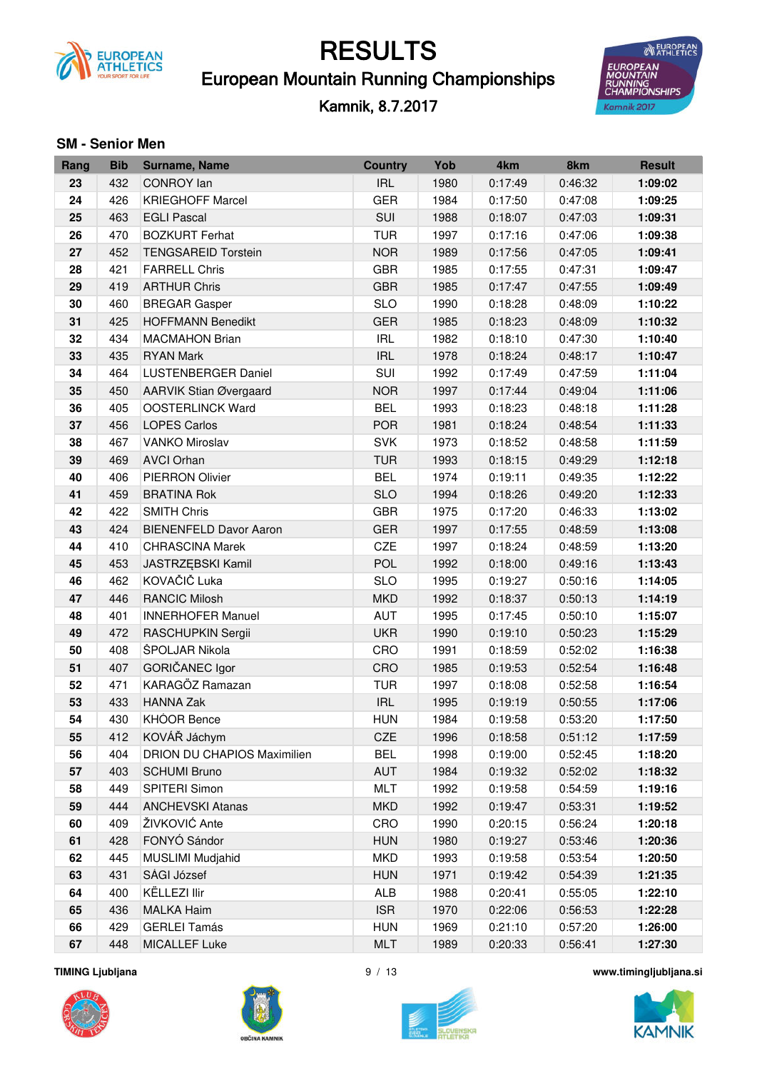# RESULTS

## European Mountain Running Championships

### Kamnik, 8.7.2017

### SM - Senior Men

| Rang | Bib | Surname, Name | Country | Yob | 4km | 8km | Result |
|---|---|---|---|---|---|---|---|
| 23 | 432 | CONROY Ian | IRL | 1980 | 0:17:49 | 0:46:32 | **1:09:02** |
| 24 | 426 | KRIEGHOFF Marcel | GER | 1984 | 0:17:50 | 0:47:08 | **1:09:25** |
| 25 | 463 | EGLI Pascal | SUI | 1988 | 0:18:07 | 0:47:03 | **1:09:31** |
| 26 | 470 | BOZKURT Ferhat | TUR | 1997 | 0:17:16 | 0:47:06 | **1:09:38** |
| 27 | 452 | TENGSAREID Torstein | NOR | 1989 | 0:17:56 | 0:47:05 | **1:09:41** |
| 28 | 421 | FARRELL Chris | GBR | 1985 | 0:17:55 | 0:47:31 | **1:09:47** |
| 29 | 419 | ARTHUR Chris | GBR | 1985 | 0:17:47 | 0:47:55 | **1:09:49** |
| 30 | 460 | BREGAR Gasper | SLO | 1990 | 0:18:28 | 0:48:09 | **1:10:22** |
| 31 | 425 | HOFFMANN Benedikt | GER | 1985 | 0:18:23 | 0:48:09 | **1:10:32** |
| 32 | 434 | MACMAHON Brian | IRL | 1982 | 0:18:10 | 0:47:30 | **1:10:40** |
| 33 | 435 | RYAN Mark | IRL | 1978 | 0:18:24 | 0:48:17 | **1:10:47** |
| 34 | 464 | LUSTENBERGER Daniel | SUI | 1992 | 0:17:49 | 0:47:59 | **1:11:04** |
| 35 | 450 | AARVIK Stian Øvergaard | NOR | 1997 | 0:17:44 | 0:49:04 | **1:11:06** |
| 36 | 405 | OOSTERLINCK Ward | BEL | 1993 | 0:18:23 | 0:48:18 | **1:11:28** |
| 37 | 456 | LOPES Carlos | POR | 1981 | 0:18:24 | 0:48:54 | **1:11:33** |
| 38 | 467 | VANKO Miroslav | SVK | 1973 | 0:18:52 | 0:48:58 | **1:11:59** |
| 39 | 469 | AVCI Orhan | TUR | 1993 | 0:18:15 | 0:49:29 | **1:12:18** |
| 40 | 406 | PIERRON Olivier | BEL | 1974 | 0:19:11 | 0:49:35 | **1:12:22** |
| 41 | 459 | BRATINA Rok | SLO | 1994 | 0:18:26 | 0:49:20 | **1:12:33** |
| 42 | 422 | SMITH Chris | GBR | 1975 | 0:17:20 | 0:46:33 | **1:13:02** |
| 43 | 424 | BIENENFELD Davor Aaron | GER | 1997 | 0:17:55 | 0:48:59 | **1:13:08** |
| 44 | 410 | CHRASCINA Marek | CZE | 1997 | 0:18:24 | 0:48:59 | **1:13:20** |
| 45 | 453 | JASTRZĘBSKI Kamil | POL | 1992 | 0:18:00 | 0:49:16 | **1:13:43** |
| 46 | 462 | KOVAČIČ Luka | SLO | 1995 | 0:19:27 | 0:50:16 | **1:14:05** |
| 47 | 446 | RANCIC Milosh | MKD | 1992 | 0:18:37 | 0:50:13 | **1:14:19** |
| 48 | 401 | INNERHOFER Manuel | AUT | 1995 | 0:17:45 | 0:50:10 | **1:15:07** |
| 49 | 472 | RASCHUPKIN Sergii | UKR | 1990 | 0:19:10 | 0:50:23 | **1:15:29** |
| 50 | 408 | ŠPOLJAR Nikola | CRO | 1991 | 0:18:59 | 0:52:02 | **1:16:38** |
| 51 | 407 | GORIČANEC Igor | CRO | 1985 | 0:19:53 | 0:52:54 | **1:16:48** |
| 52 | 471 | KARAGÖZ Ramazan | TUR | 1997 | 0:18:08 | 0:52:58 | **1:16:54** |
| 53 | 433 | HANNA Zak | IRL | 1995 | 0:19:19 | 0:50:55 | **1:17:06** |
| 54 | 430 | KHÓOR Bence | HUN | 1984 | 0:19:58 | 0:53:20 | **1:17:50** |
| 55 | 412 | KOVÁŘ Jáchym | CZE | 1996 | 0:18:58 | 0:51:12 | **1:17:59** |
| 56 | 404 | DRION DU CHAPIOS Maximilien | BEL | 1998 | 0:19:00 | 0:52:45 | **1:18:20** |
| 57 | 403 | SCHUMI Bruno | AUT | 1984 | 0:19:32 | 0:52:02 | **1:18:32** |
| 58 | 449 | SPITERI Simon | MLT | 1992 | 0:19:58 | 0:54:59 | **1:19:16** |
| 59 | 444 | ANCHEVSKI Atanas | MKD | 1992 | 0:19:47 | 0:53:31 | **1:19:52** |
| 60 | 409 | ŽIVKOVIĆ Ante | CRO | 1990 | 0:20:15 | 0:56:24 | **1:20:18** |
| 61 | 428 | FONYÓ Sándor | HUN | 1980 | 0:19:27 | 0:53:46 | **1:20:36** |
| 62 | 445 | MUSLIMI Mudjahid | MKD | 1993 | 0:19:58 | 0:53:54 | **1:20:50** |
| 63 | 431 | SÁGI József | HUN | 1971 | 0:19:42 | 0:54:39 | **1:21:35** |
| 64 | 400 | KËLLEZI Ilir | ALB | 1988 | 0:20:41 | 0:55:05 | **1:22:10** |
| 65 | 436 | MALKA Haim | ISR | 1970 | 0:22:06 | 0:56:53 | **1:22:28** |
| 66 | 429 | GERLEI Tamás | HUN | 1969 | 0:21:10 | 0:57:20 | **1:26:00** |
| 67 | 448 | MICALLEF Luke | MLT | 1989 | 0:20:33 | 0:56:41 | **1:27:30** |

TIMING Ljubljana

www.timingljubljana.si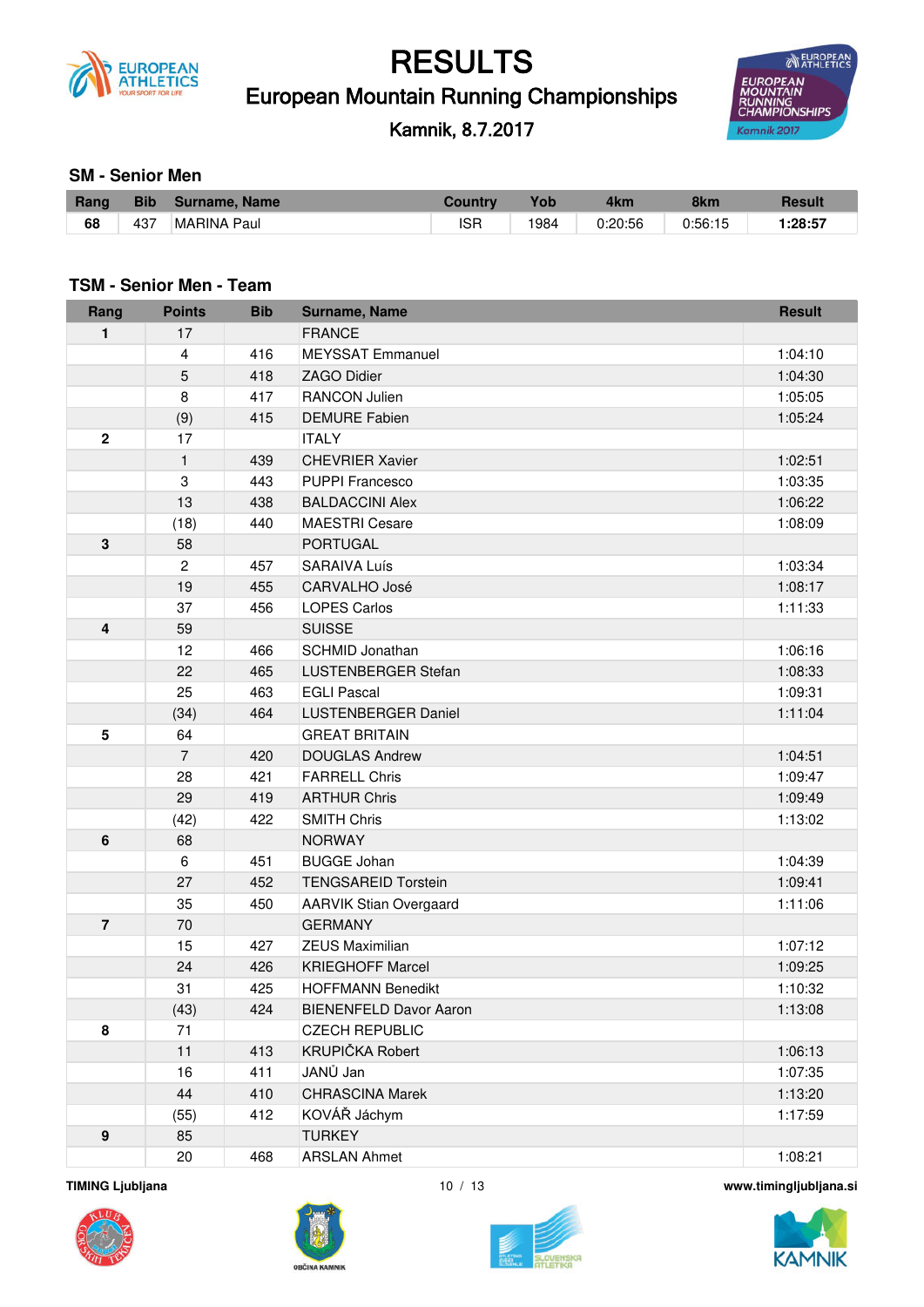# RESULTS

## European Mountain Running Championships

Kamnik, 8.7.2017

### SM - Senior Men

| Rang | Bib | Surname, Name | Country | Yob | 4km | 8km | Result |
|---|---|---|---|---|---|---|---|
| **68** | 437 | MARINA Paul | ISR | 1984 | 0:20:56 | 0:56:15 | **1:28:57** |

### TSM - Senior Men - Team

| Rang | Points | Bib | Surname, Name | Result |
|---|---|---|---|---|
| **1** | 17 | | FRANCE | |
| | 4 | 416 | MEYSSAT Emmanuel | 1:04:10 |
| | 5 | 418 | ZAGO Didier | 1:04:30 |
| | 8 | 417 | RANCON Julien | 1:05:05 |
| | (9) | 415 | DEMURE Fabien | 1:05:24 |
| **2** | 17 | | ITALY | |
| | 1 | 439 | CHEVRIER Xavier | 1:02:51 |
| | 3 | 443 | PUPPI Francesco | 1:03:35 |
| | 13 | 438 | BALDACCINI Alex | 1:06:22 |
| | (18) | 440 | MAESTRI Cesare | 1:08:09 |
| **3** | 58 | | PORTUGAL | |
| | 2 | 457 | SARAIVA Luís | 1:03:34 |
| | 19 | 455 | CARVALHO José | 1:08:17 |
| | 37 | 456 | LOPES Carlos | 1:11:33 |
| **4** | 59 | | SUISSE | |
| | 12 | 466 | SCHMID Jonathan | 1:06:16 |
| | 22 | 465 | LUSTENBERGER Stefan | 1:08:33 |
| | 25 | 463 | EGLI Pascal | 1:09:31 |
| | (34) | 464 | LUSTENBERGER Daniel | 1:11:04 |
| **5** | 64 | | GREAT BRITAIN | |
| | 7 | 420 | DOUGLAS Andrew | 1:04:51 |
| | 28 | 421 | FARRELL Chris | 1:09:47 |
| | 29 | 419 | ARTHUR Chris | 1:09:49 |
| | (42) | 422 | SMITH Chris | 1:13:02 |
| **6** | 68 | | NORWAY | |
| | 6 | 451 | BUGGE Johan | 1:04:39 |
| | 27 | 452 | TENGSAREID Torstein | 1:09:41 |
| | 35 | 450 | AARVIK Stian Overgaard | 1:11:06 |
| **7** | 70 | | GERMANY | |
| | 15 | 427 | ZEUS Maximilian | 1:07:12 |
| | 24 | 426 | KRIEGHOFF Marcel | 1:09:25 |
| | 31 | 425 | HOFFMANN Benedikt | 1:10:32 |
| | (43) | 424 | BIENENFELD Davor Aaron | 1:13:08 |
| **8** | 71 | | CZECH REPUBLIC | |
| | 11 | 413 | KRUPIČKA Robert | 1:06:13 |
| | 16 | 411 | JANŮ Jan | 1:07:35 |
| | 44 | 410 | CHRASCINA Marek | 1:13:20 |
| | (55) | 412 | KOVÁŘ Jáchym | 1:17:59 |
| **9** | 85 | | TURKEY | |
| | 20 | 468 | ARSLAN Ahmet | 1:08:21 |

TIMING Ljubljana | www.timingljubljana.si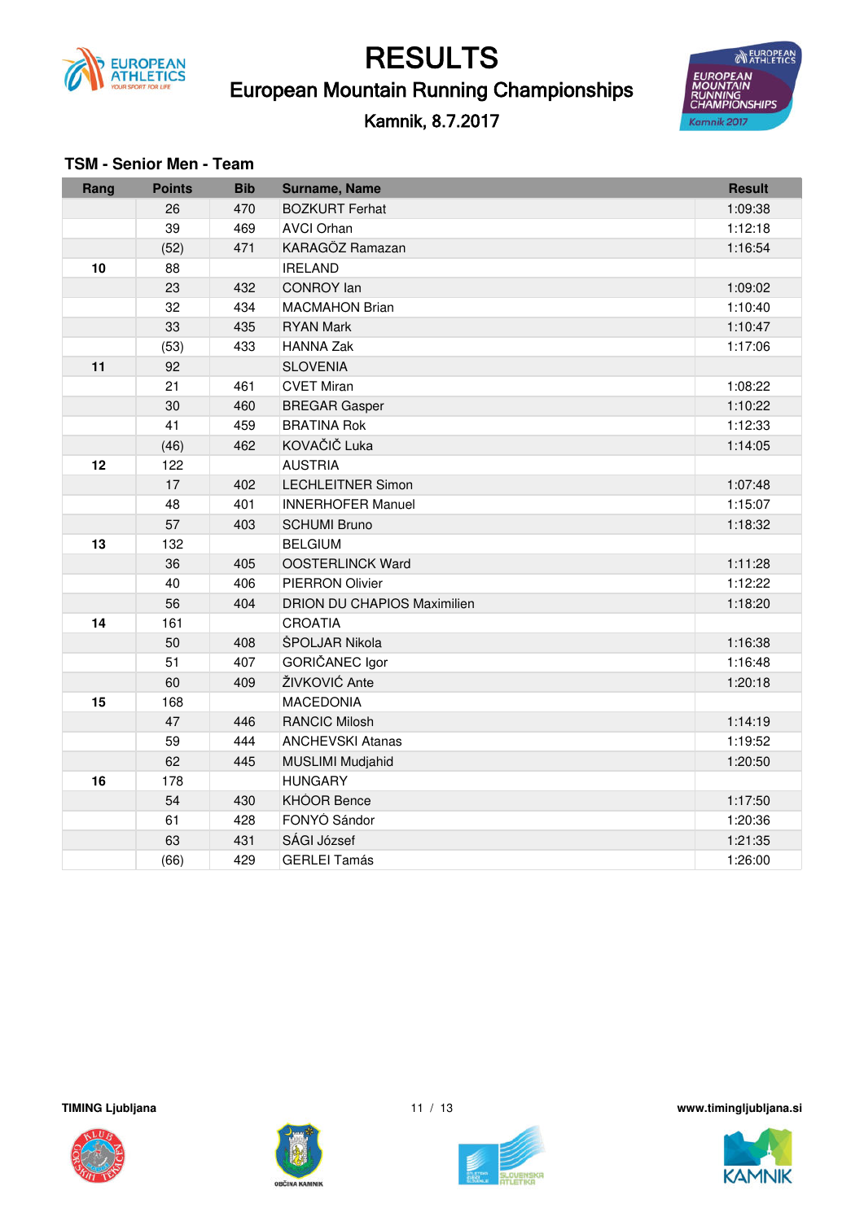# RESULTS

## European Mountain Running Championships

Kamnik, 8.7.2017

### TSM - Senior Men - Team

| Rang | Points | Bib | Surname, Name | Result |
|---|---|---|---|---|
| | 26 | 470 | BOZKURT Ferhat | 1:09:38 |
| | 39 | 469 | AVCI Orhan | 1:12:18 |
| | (52) | 471 | KARAGÖZ Ramazan | 1:16:54 |
| **10** | 88 | | IRELAND | |
| | 23 | 432 | CONROY Ian | 1:09:02 |
| | 32 | 434 | MACMAHON Brian | 1:10:40 |
| | 33 | 435 | RYAN Mark | 1:10:47 |
| | (53) | 433 | HANNA Zak | 1:17:06 |
| **11** | 92 | | SLOVENIA | |
| | 21 | 461 | CVET Miran | 1:08:22 |
| | 30 | 460 | BREGAR Gasper | 1:10:22 |
| | 41 | 459 | BRATINA Rok | 1:12:33 |
| | (46) | 462 | KOVAČIČ Luka | 1:14:05 |
| **12** | 122 | | AUSTRIA | |
| | 17 | 402 | LECHLEITNER Simon | 1:07:48 |
| | 48 | 401 | INNERHOFER Manuel | 1:15:07 |
| | 57 | 403 | SCHUMI Bruno | 1:18:32 |
| **13** | 132 | | BELGIUM | |
| | 36 | 405 | OOSTERLINCK Ward | 1:11:28 |
| | 40 | 406 | PIERRON Olivier | 1:12:22 |
| | 56 | 404 | DRION DU CHAPIOS Maximilien | 1:18:20 |
| **14** | 161 | | CROATIA | |
| | 50 | 408 | ŠPOLJAR Nikola | 1:16:38 |
| | 51 | 407 | GORIČANEC Igor | 1:16:48 |
| | 60 | 409 | ŽIVKOVIĆ Ante | 1:20:18 |
| **15** | 168 | | MACEDONIA | |
| | 47 | 446 | RANCIC Milosh | 1:14:19 |
| | 59 | 444 | ANCHEVSKI Atanas | 1:19:52 |
| | 62 | 445 | MUSLIMI Mudjahid | 1:20:50 |
| **16** | 178 | | HUNGARY | |
| | 54 | 430 | KHÓOR Bence | 1:17:50 |
| | 61 | 428 | FONYÓ Sándor | 1:20:36 |
| | 63 | 431 | SÁGI József | 1:21:35 |
| | (66) | 429 | GERLEI Tamás | 1:26:00 |

TIMING Ljubljana

www.timingljubljana.si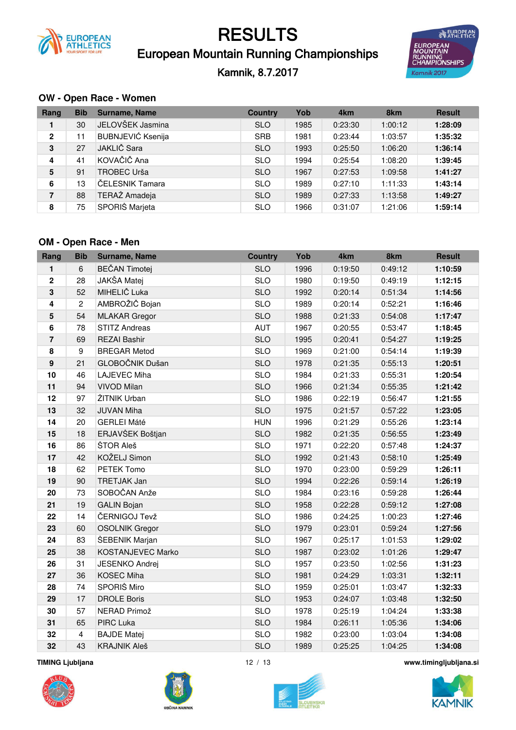# RESULTS

## European Mountain Running Championships

Kamnik, 8.7.2017

### OW - Open Race - Women

| Rang | Bib | Surname, Name | Country | Yob | 4km | 8km | Result |
|---|---|---|---|---|---|---|---|
| **1** | 30 | JELOVŠEK Jasmina | SLO | 1985 | 0:23:30 | 1:00:12 | **1:28:09** |
| **2** | 11 | BUBNJEVIĆ Ksenija | SRB | 1981 | 0:23:44 | 1:03:57 | **1:35:32** |
| **3** | 27 | JAKLIČ Sara | SLO | 1993 | 0:25:50 | 1:06:20 | **1:36:14** |
| **4** | 41 | KOVAČIČ Ana | SLO | 1994 | 0:25:54 | 1:08:20 | **1:39:45** |
| **5** | 91 | TROBEC Urša | SLO | 1967 | 0:27:53 | 1:09:58 | **1:41:27** |
| **6** | 13 | ČELESNIK Tamara | SLO | 1989 | 0:27:10 | 1:11:33 | **1:43:14** |
| **7** | 88 | TERAŽ Amadeja | SLO | 1989 | 0:27:33 | 1:13:58 | **1:49:27** |
| **8** | 75 | SPORIŠ Marjeta | SLO | 1966 | 0:31:07 | 1:21:06 | **1:59:14** |

### OM - Open Race - Men

| Rang | Bib | Surname, Name | Country | Yob | 4km | 8km | Result |
|---|---|---|---|---|---|---|---|
| **1** | 6 | BEČAN Timotej | SLO | 1996 | 0:19:50 | 0:49:12 | **1:10:59** |
| **2** | 28 | JAKŠA Matej | SLO | 1980 | 0:19:50 | 0:49:19 | **1:12:15** |
| **3** | 52 | MIHELIČ Luka | SLO | 1992 | 0:20:14 | 0:51:34 | **1:14:56** |
| **4** | 2 | AMBROŽIČ Bojan | SLO | 1989 | 0:20:14 | 0:52:21 | **1:16:46** |
| **5** | 54 | MLAKAR Gregor | SLO | 1988 | 0:21:33 | 0:54:08 | **1:17:47** |
| **6** | 78 | STITZ Andreas | AUT | 1967 | 0:20:55 | 0:53:47 | **1:18:45** |
| **7** | 69 | REZAI Bashir | SLO | 1995 | 0:20:41 | 0:54:27 | **1:19:25** |
| **8** | 9 | BREGAR Metod | SLO | 1969 | 0:21:00 | 0:54:14 | **1:19:39** |
| **9** | 21 | GLOBOČNIK Dušan | SLO | 1978 | 0:21:35 | 0:55:13 | **1:20:51** |
| **10** | 46 | LAJEVEC Miha | SLO | 1984 | 0:21:33 | 0:55:31 | **1:20:54** |
| **11** | 94 | VIVOD Milan | SLO | 1966 | 0:21:34 | 0:55:35 | **1:21:42** |
| **12** | 97 | ŽITNIK Urban | SLO | 1986 | 0:22:19 | 0:56:47 | **1:21:55** |
| **13** | 32 | JUVAN Miha | SLO | 1975 | 0:21:57 | 0:57:22 | **1:23:05** |
| **14** | 20 | GERLEI Máté | HUN | 1996 | 0:21:29 | 0:55:26 | **1:23:14** |
| **15** | 18 | ERJAVŠEK Boštjan | SLO | 1982 | 0:21:35 | 0:56:55 | **1:23:49** |
| **16** | 86 | ŠTOR Aleš | SLO | 1971 | 0:22:20 | 0:57:48 | **1:24:37** |
| **17** | 42 | KOŽELJ Simon | SLO | 1992 | 0:21:43 | 0:58:10 | **1:25:49** |
| **18** | 62 | PETEK Tomo | SLO | 1970 | 0:23:00 | 0:59:29 | **1:26:11** |
| **19** | 90 | TRETJAK Jan | SLO | 1994 | 0:22:26 | 0:59:14 | **1:26:19** |
| **20** | 73 | SOBOČAN Anže | SLO | 1984 | 0:23:16 | 0:59:28 | **1:26:44** |
| **21** | 19 | GALIN Bojan | SLO | 1958 | 0:22:28 | 0:59:12 | **1:27:08** |
| **22** | 14 | ČERNIGOJ Tevž | SLO | 1986 | 0:24:25 | 1:00:23 | **1:27:46** |
| **23** | 60 | OSOLNIK Gregor | SLO | 1979 | 0:23:01 | 0:59:24 | **1:27:56** |
| **24** | 83 | ŠEBENIK Marjan | SLO | 1967 | 0:25:17 | 1:01:53 | **1:29:02** |
| **25** | 38 | KOSTANJEVEC Marko | SLO | 1987 | 0:23:02 | 1:01:26 | **1:29:47** |
| **26** | 31 | JESENKO Andrej | SLO | 1957 | 0:23:50 | 1:02:56 | **1:31:23** |
| **27** | 36 | KOSEC Miha | SLO | 1981 | 0:24:29 | 1:03:31 | **1:32:11** |
| **28** | 74 | SPORIŠ Miro | SLO | 1959 | 0:25:01 | 1:03:47 | **1:32:33** |
| **29** | 17 | DROLE Boris | SLO | 1953 | 0:24:07 | 1:03:48 | **1:32:50** |
| **30** | 57 | NERAD Primož | SLO | 1978 | 0:25:19 | 1:04:24 | **1:33:38** |
| **31** | 65 | PIRC Luka | SLO | 1984 | 0:26:11 | 1:05:36 | **1:34:06** |
| **32** | 4 | BAJDE Matej | SLO | 1982 | 0:23:00 | 1:03:04 | **1:34:08** |
| **32** | 43 | KRAJNIK Aleš | SLO | 1989 | 0:25:25 | 1:04:25 | **1:34:08** |

TIMING Ljubljana

www.timingljubljana.si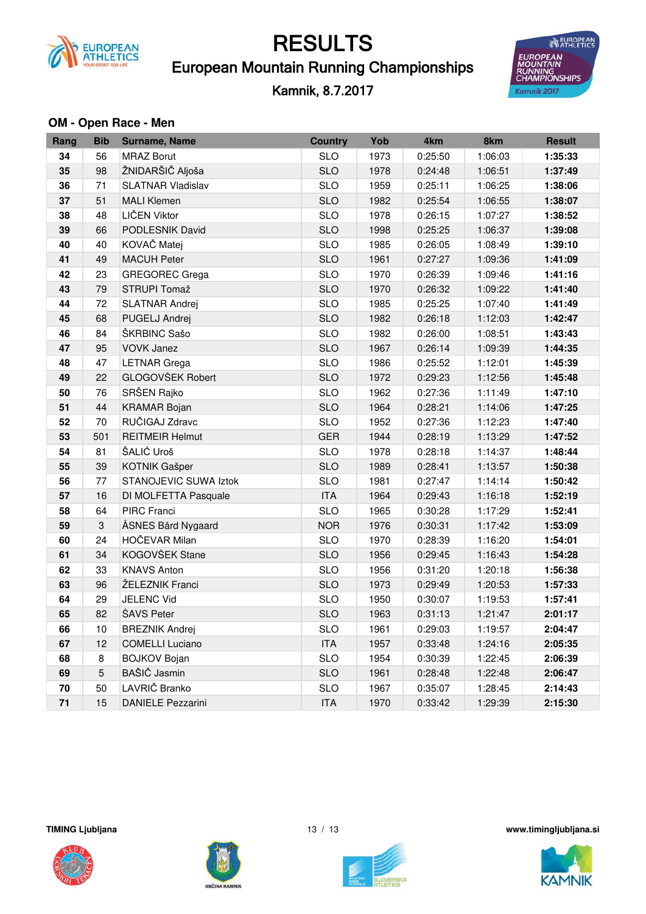# RESULTS

## European Mountain Running Championships

Kamnik, 8.7.2017

### OM - Open Race - Men

| Rang | Bib | Surname, Name | Country | Yob | 4km | 8km | Result |
|---|---|---|---|---|---|---|---|
| 34 | 56 | MRAZ Borut | SLO | 1973 | 0:25:50 | 1:06:03 | **1:35:33** |
| 35 | 98 | ŽNIDARŠIČ Aljoša | SLO | 1978 | 0:24:48 | 1:06:51 | **1:37:49** |
| 36 | 71 | SLATNAR Vladislav | SLO | 1959 | 0:25:11 | 1:06:25 | **1:38:06** |
| 37 | 51 | MALI Klemen | SLO | 1982 | 0:25:54 | 1:06:55 | **1:38:07** |
| 38 | 48 | LIČEN Viktor | SLO | 1978 | 0:26:15 | 1:07:27 | **1:38:52** |
| 39 | 66 | PODLESNIK David | SLO | 1998 | 0:25:25 | 1:06:37 | **1:39:08** |
| 40 | 40 | KOVAČ Matej | SLO | 1985 | 0:26:05 | 1:08:49 | **1:39:10** |
| 41 | 49 | MACUH Peter | SLO | 1961 | 0:27:27 | 1:09:36 | **1:41:09** |
| 42 | 23 | GREGOREC Grega | SLO | 1970 | 0:26:39 | 1:09:46 | **1:41:16** |
| 43 | 79 | STRUPI Tomaž | SLO | 1970 | 0:26:32 | 1:09:22 | **1:41:40** |
| 44 | 72 | SLATNAR Andrej | SLO | 1985 | 0:25:25 | 1:07:40 | **1:41:49** |
| 45 | 68 | PUGELJ Andrej | SLO | 1982 | 0:26:18 | 1:12:03 | **1:42:47** |
| 46 | 84 | ŠKRBINC Sašo | SLO | 1982 | 0:26:00 | 1:08:51 | **1:43:43** |
| 47 | 95 | VOVK Janez | SLO | 1967 | 0:26:14 | 1:09:39 | **1:44:35** |
| 48 | 47 | LETNAR Grega | SLO | 1986 | 0:25:52 | 1:12:01 | **1:45:39** |
| 49 | 22 | GLOGOVŠEK Robert | SLO | 1972 | 0:29:23 | 1:12:56 | **1:45:48** |
| 50 | 76 | SRŠEN Rajko | SLO | 1962 | 0:27:36 | 1:11:49 | **1:47:10** |
| 51 | 44 | KRAMAR Bojan | SLO | 1964 | 0:28:21 | 1:14:06 | **1:47:25** |
| 52 | 70 | RUČIGAJ Zdravc | SLO | 1952 | 0:27:36 | 1:12:23 | **1:47:40** |
| 53 | 501 | REITMEIR Helmut | GER | 1944 | 0:28:19 | 1:13:29 | **1:47:52** |
| 54 | 81 | ŠALIĆ Uroš | SLO | 1978 | 0:28:18 | 1:14:37 | **1:48:44** |
| 55 | 39 | KOTNIK Gašper | SLO | 1989 | 0:28:41 | 1:13:57 | **1:50:38** |
| 56 | 77 | STANOJEVIC SUWA Iztok | SLO | 1981 | 0:27:47 | 1:14:14 | **1:50:42** |
| 57 | 16 | DI MOLFETTA Pasquale | ITA | 1964 | 0:29:43 | 1:16:18 | **1:52:19** |
| 58 | 64 | PIRC Franci | SLO | 1965 | 0:30:28 | 1:17:29 | **1:52:41** |
| 59 | 3 | ÅSNES Bård Nygaard | NOR | 1976 | 0:30:31 | 1:17:42 | **1:53:09** |
| 60 | 24 | HOČEVAR Milan | SLO | 1970 | 0:28:39 | 1:16:20 | **1:54:01** |
| 61 | 34 | KOGOVŠEK Stane | SLO | 1956 | 0:29:45 | 1:16:43 | **1:54:28** |
| 62 | 33 | KNAVS Anton | SLO | 1956 | 0:31:20 | 1:20:18 | **1:56:38** |
| 63 | 96 | ŽELEZNIK Franci | SLO | 1973 | 0:29:49 | 1:20:53 | **1:57:33** |
| 64 | 29 | JELENC Vid | SLO | 1950 | 0:30:07 | 1:19:53 | **1:57:41** |
| 65 | 82 | ŠAVS Peter | SLO | 1963 | 0:31:13 | 1:21:47 | **2:01:17** |
| 66 | 10 | BREZNIK Andrej | SLO | 1961 | 0:29:03 | 1:19:57 | **2:04:47** |
| 67 | 12 | COMELLI Luciano | ITA | 1957 | 0:33:48 | 1:24:16 | **2:05:35** |
| 68 | 8 | BOJKOV Bojan | SLO | 1954 | 0:30:39 | 1:22:45 | **2:06:39** |
| 69 | 5 | BAŠIČ Jasmin | SLO | 1961 | 0:28:48 | 1:22:48 | **2:06:47** |
| 70 | 50 | LAVRIČ Branko | SLO | 1967 | 0:35:07 | 1:28:45 | **2:14:43** |
| 71 | 15 | DANIELE Pezzarini | ITA | 1970 | 0:33:42 | 1:29:39 | **2:15:30** |

TIMING Ljubljana

www.timingljubljana.si